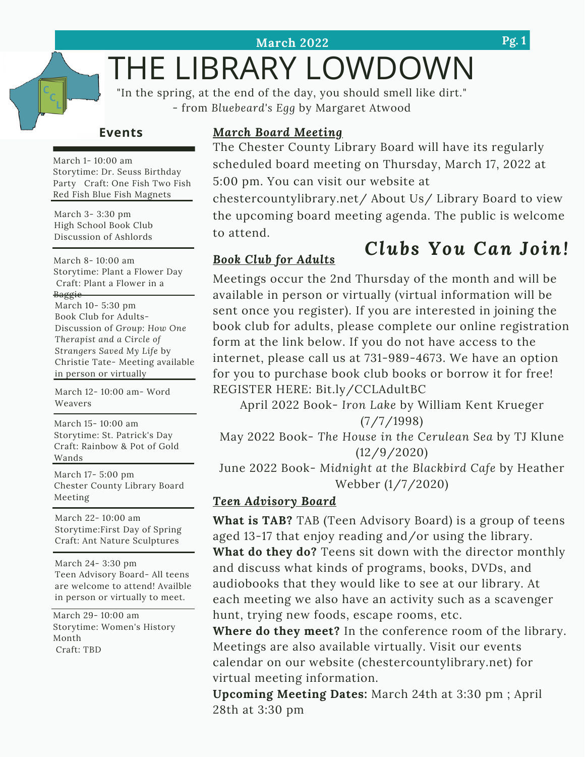March 2022

# THE LIBRARY LOWDOWN

"In the spring, at the end of the day, you should smell like dirt."
- from *Bluebeard's Egg* by Margaret Atwood

## Events

March 1- 10:00 am
Storytime: Dr. Seuss Birthday Party Craft: One Fish Two Fish Red Fish Blue Fish Magnets

March 3- 3:30 pm
High School Book Club
Discussion of Ashlords

March 8- 10:00 am
Storytime: Plant a Flower Day
Craft: Plant a Flower in a Baggie

March 10- 5:30 pm
Book Club for Adults- Discussion of *Group: How One Therapist and a Circle of Strangers Saved My Life* by Christie Tate- Meeting available in person or virtually

March 12- 10:00 am- Word Weavers

March 15- 10:00 am
Storytime: St. Patrick's Day
Craft: Rainbow & Pot of Gold Wands

March 17- 5:00 pm
Chester County Library Board Meeting

March 22- 10:00 am
Storytime:First Day of Spring
Craft: Ant Nature Sculptures

March 24- 3:30 pm
Teen Advisory Board- All teens are welcome to attend! Availble in person or virtually to meet.

March 29- 10:00 am
Storytime: Women's History Month
Craft: TBD

### ***March Board Meeting***

The Chester County Library Board will have its regularly scheduled board meeting on Thursday, March 17, 2022 at 5:00 pm. You can visit our website at chestercountylibrary.net/ About Us/ Library Board to view the upcoming board meeting agenda. The public is welcome to attend.

## *Clubs You Can Join!*

### ***Book Club for Adults***

Meetings occur the 2nd Thursday of the month and will be available in person or virtually (virtual information will be sent once you register). If you are interested in joining the book club for adults, please complete our online registration form at the link below. If you do not have access to the internet, please call us at 731-989-4673. We have an option for you to purchase book club books or borrow it for free! REGISTER HERE: Bit.ly/CCLAdultBC

April 2022 Book- *Iron Lake* by William Kent Krueger (7/7/1998)

May 2022 Book- *The House in the Cerulean Sea* by TJ Klune (12/9/2020)

June 2022 Book- *Midnight at the Blackbird Cafe* by Heather Webber (1/7/2020)

### ***Teen Advisory Board***

**What is TAB?** TAB (Teen Advisory Board) is a group of teens aged 13-17 that enjoy reading and/or using the library.
**What do they do?** Teens sit down with the director monthly and discuss what kinds of programs, books, DVDs, and audiobooks that they would like to see at our library. At each meeting we also have an activity such as a scavenger hunt, trying new foods, escape rooms, etc.
**Where do they meet?** In the conference room of the library. Meetings are also available virtually. Visit our events calendar on our website (chestercountylibrary.net) for virtual meeting information.
**Upcoming Meeting Dates:** March 24th at 3:30 pm ; April 28th at 3:30 pm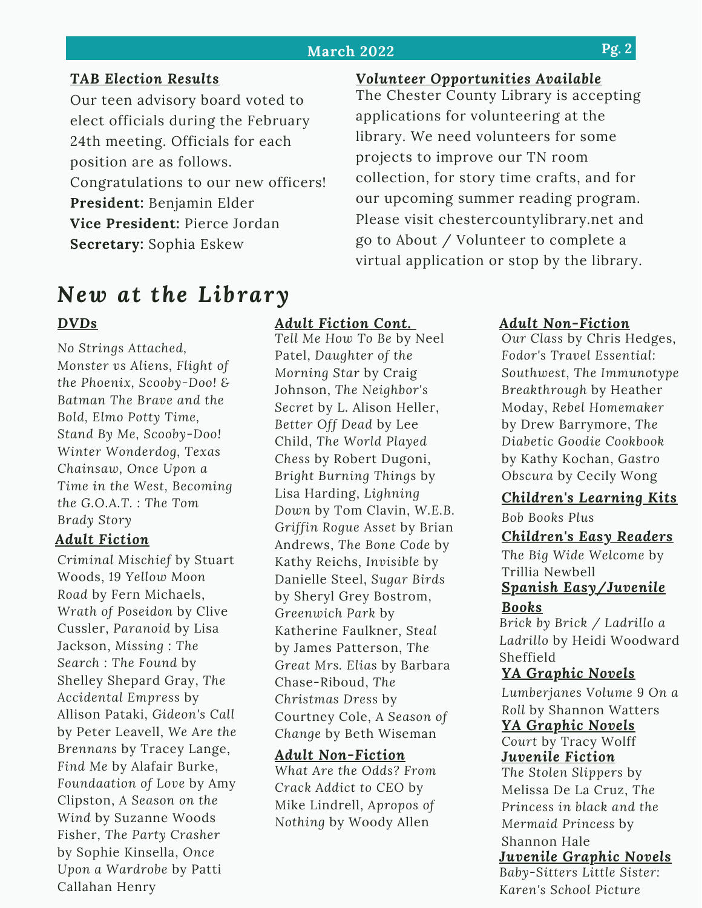### TAB Election Results

Our teen advisory board voted to elect officials during the February 24th meeting. Officials for each position are as follows. Congratulations to our new officers!

**President:** Benjamin Elder
**Vice President:** Pierce Jordan
**Secretary:** Sophia Eskew

### Volunteer Opportunities Available

The Chester County Library is accepting applications for volunteering at the library. We need volunteers for some projects to improve our TN room collection, for story time crafts, and for our upcoming summer reading program. Please visit chestercountylibrary.net and go to About / Volunteer to complete a virtual application or stop by the library.

# New at the Library

### DVDs

*No Strings Attached*, *Monster vs Aliens*, *Flight of the Phoenix*, *Scooby-Doo! & Batman The Brave and the Bold*, *Elmo Potty Time*, *Stand By Me*, *Scooby-Doo! Winter Wonderdog*, *Texas Chainsaw*, *Once Upon a Time in the West*, *Becoming the G.O.A.T. : The Tom Brady Story*

### Adult Fiction

*Criminal Mischief* by Stuart Woods, *19 Yellow Moon Road* by Fern Michaels, *Wrath of Poseidon* by Clive Cussler, *Paranoid* by Lisa Jackson, *Missing : The Search : The Found* by Shelley Shepard Gray, *The Accidental Empress* by Allison Pataki, *Gideon's Call* by Peter Leavell, *We Are the Brennans* by Tracey Lange, *Find Me* by Alafair Burke, *Foundaation of Love* by Amy Clipston, *A Season on the Wind* by Suzanne Woods Fisher, *The Party Crasher* by Sophie Kinsella, *Once Upon a Wardrobe* by Patti Callahan Henry

### Adult Fiction Cont.

*Tell Me How To Be* by Neel Patel, *Daughter of the Morning Star* by Craig Johnson, *The Neighbor's Secret* by L. Alison Heller, *Better Off Dead* by Lee Child, *The World Played Chess* by Robert Dugoni, *Bright Burning Things* by Lisa Harding, *Lighning Down* by Tom Clavin, *W.E.B. Griffin Rogue Asset* by Brian Andrews, *The Bone Code* by Kathy Reichs, *Invisible* by Danielle Steel, *Sugar Birds* by Sheryl Grey Bostrom, *Greenwich Park* by Katherine Faulkner, *Steal* by James Patterson, *The Great Mrs. Elias* by Barbara Chase-Riboud, *The Christmas Dress* by Courtney Cole, *A Season of Change* by Beth Wiseman

### Adult Non-Fiction

*What Are the Odds? From Crack Addict to CEO* by Mike Lindrell, *Apropos of Nothing* by Woody Allen

### Adult Non-Fiction

*Our Class* by Chris Hedges, *Fodor's Travel Essential: Southwest*, *The Immunotype Breakthrough* by Heather Moday, *Rebel Homemaker* by Drew Barrymore, *The Diabetic Goodie Cookbook* by Kathy Kochan, *Gastro Obscura* by Cecily Wong

### Children's Learning Kits

*Bob Books Plus*

### Children's Easy Readers

*The Big Wide Welcome* by Trillia Newbell

### Spanish Easy/Juvenile Books

*Brick by Brick / Ladrillo a Ladrillo* by Heidi Woodward Sheffield

### YA Graphic Novels

*Lumberjanes Volume 9 On a Roll* by Shannon Watters

### YA Graphic Novels

*Court* by Tracy Wolff

### Juvenile Fiction

*The Stolen Slippers* by Melissa De La Cruz, *The Princess in black and the Mermaid Princess* by Shannon Hale

### Juvenile Graphic Novels

*Baby-Sitters Little Sister: Karen's School Picture*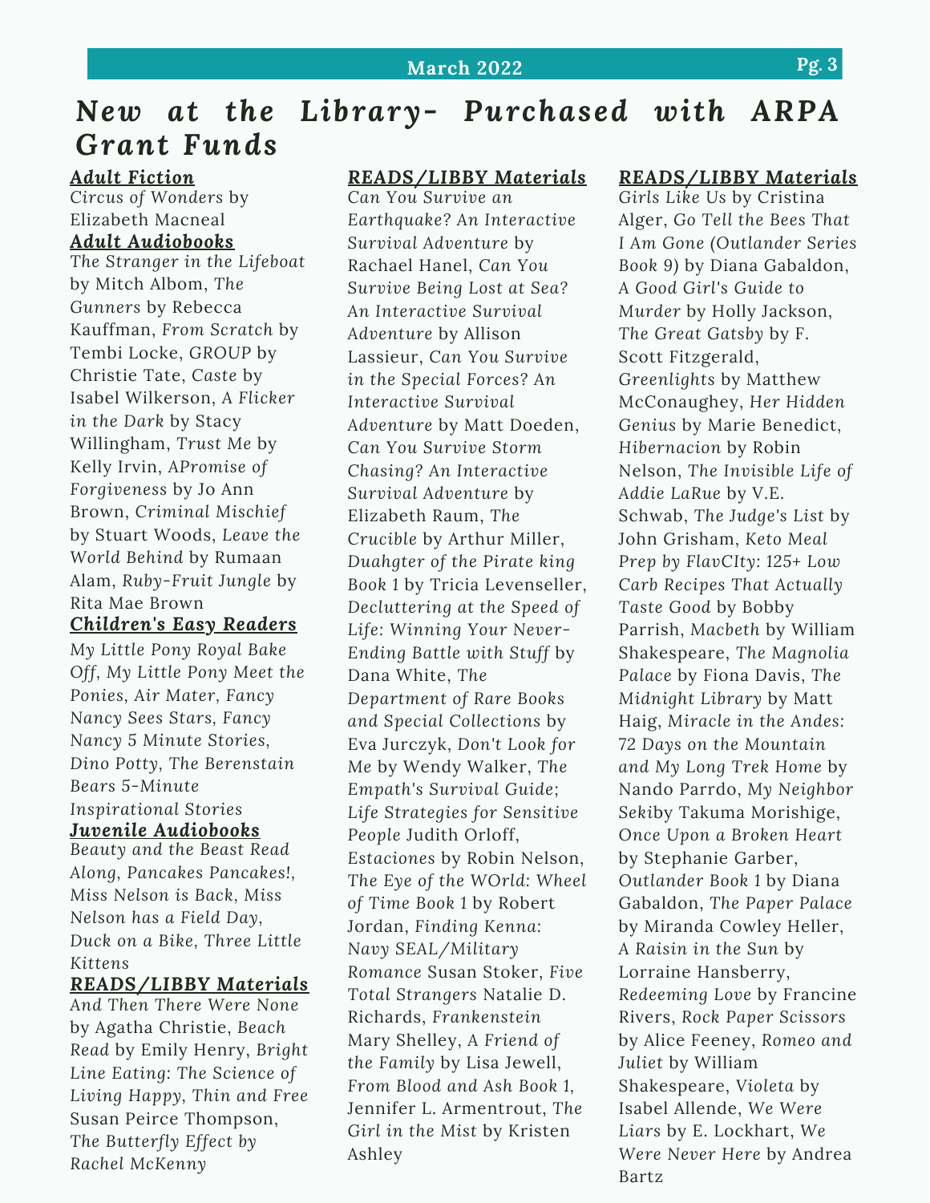# New at the Library- Purchased with ARPA Grant Funds

**Adult Fiction**

*Circus of Wonders* by Elizabeth Macneal

**Adult Audiobooks**

*The Stranger in the Lifeboat* by Mitch Albom, *The Gunners* by Rebecca Kauffman, *From Scratch* by Tembi Locke, *GROUP* by Christie Tate, *Caste* by Isabel Wilkerson, *A Flicker in the Dark* by Stacy Willingham, *Trust Me* by Kelly Irvin, *APromise of Forgiveness* by Jo Ann Brown, *Criminal Mischief* by Stuart Woods, *Leave the World Behind* by Rumaan Alam, *Ruby-Fruit Jungle* by Rita Mae Brown

**Children's Easy Readers**

*My Little Pony Royal Bake Off, My Little Pony Meet the Ponies, Air Mater, Fancy Nancy Sees Stars, Fancy Nancy 5 Minute Stories, Dino Potty, The Berenstain Bears 5-Minute Inspirational Stories*

**Juvenile Audiobooks**

*Beauty and the Beast Read Along, Pancakes Pancakes!, Miss Nelson is Back, Miss Nelson has a Field Day, Duck on a Bike, Three Little Kittens*

**READS/LIBBY Materials**

*And Then There Were None* by Agatha Christie, *Beach Read* by Emily Henry, *Bright Line Eating: The Science of Living Happy, Thin and Free* Susan Peirce Thompson, *The Butterfly Effect by Rachel McKenny*

**READS/LIBBY Materials**

*Can You Survive an Earthquake? An Interactive Survival Adventure* by Rachael Hanel, *Can You Survive Being Lost at Sea? An Interactive Survival Adventure* by Allison Lassieur, *Can You Survive in the Special Forces? An Interactive Survival Adventure* by Matt Doeden, *Can You Survive Storm Chasing? An Interactive Survival Adventure* by Elizabeth Raum, *The Crucible* by Arthur Miller, *Duahgter of the Pirate king Book 1* by Tricia Levenseller, *Decluttering at the Speed of Life: Winning Your Never-Ending Battle with Stuff* by Dana White, *The Department of Rare Books and Special Collections* by Eva Jurczyk, *Don't Look for Me* by Wendy Walker, *The Empath's Survival Guide; Life Strategies for Sensitive People* Judith Orloff, *Estaciones* by Robin Nelson, *The Eye of the WOrld: Wheel of Time Book 1* by Robert Jordan, *Finding Kenna: Navy SEAL/Military Romance* Susan Stoker, *Five Total Strangers* Natalie D. Richards, *Frankenstein* Mary Shelley, *A Friend of the Family* by Lisa Jewell, *From Blood and Ash Book 1*, Jennifer L. Armentrout, *The Girl in the Mist* by Kristen Ashley

**READS/LIBBY Materials**

*Girls Like Us* by Cristina Alger, *Go Tell the Bees That I Am Gone (Outlander Series Book 9)* by Diana Gabaldon, *A Good Girl's Guide to Murder* by Holly Jackson, *The Great Gatsby* by F. Scott Fitzgerald, *Greenlights* by Matthew McConaughey, *Her Hidden Genius* by Marie Benedict, *Hibernacion* by Robin Nelson, *The Invisible Life of Addie LaRue* by V.E. Schwab, *The Judge's List* by John Grisham, *Keto Meal Prep by FlavCIty: 125+ Low Carb Recipes That Actually Taste Good* by Bobby Parrish, *Macbeth* by William Shakespeare, *The Magnolia Palace* by Fiona Davis, *The Midnight Library* by Matt Haig, *Miracle in the Andes: 72 Days on the Mountain and My Long Trek Home* by Nando Parrdo, *My Neighbor Seki*by Takuma Morishige, *Once Upon a Broken Heart* by Stephanie Garber, *Outlander Book 1* by Diana Gabaldon, *The Paper Palace* by Miranda Cowley Heller, *A Raisin in the Sun* by Lorraine Hansberry, *Redeeming Love* by Francine Rivers, *Rock Paper Scissors* by Alice Feeney, *Romeo and Juliet* by William Shakespeare, *Violeta* by Isabel Allende, *We Were Liars* by E. Lockhart, *We Were Never Here* by Andrea Bartz